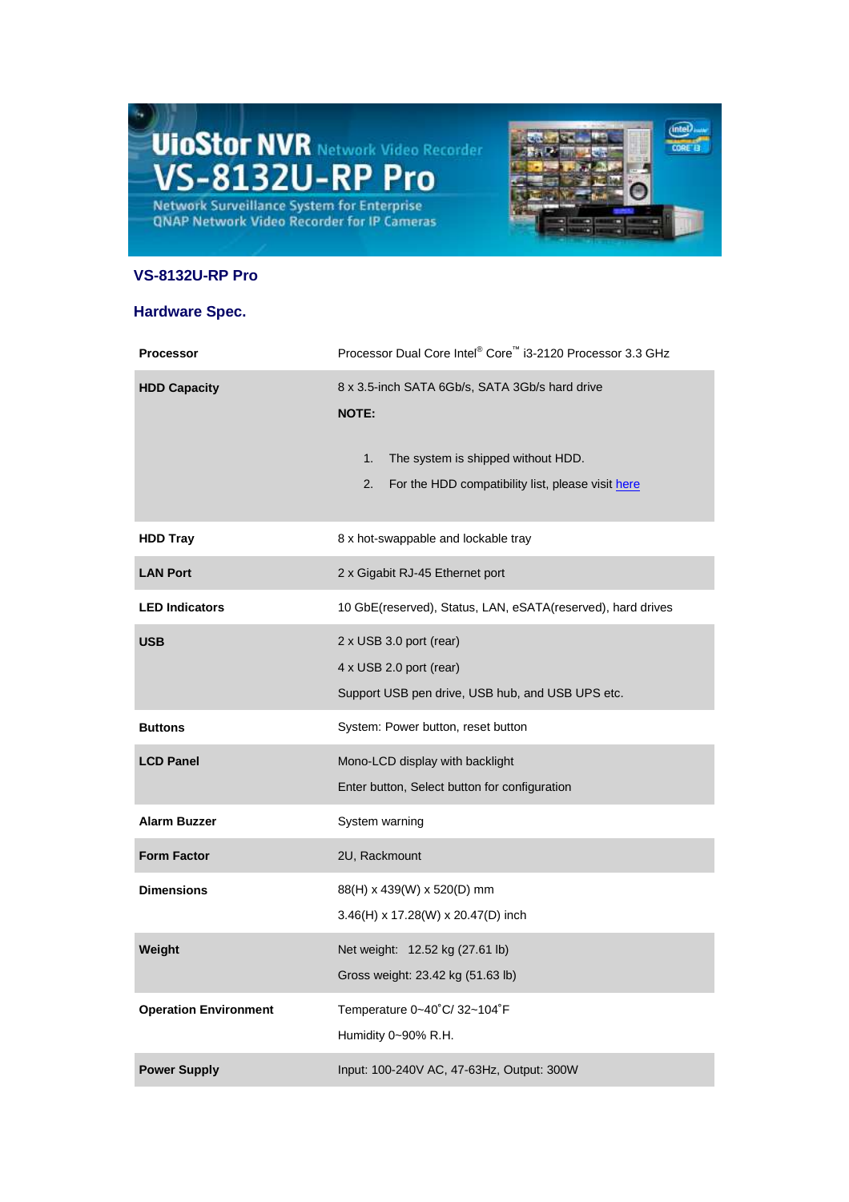## VS-8132U-RP Pro

### Hardware Spec.

| | |
|---|---|
| **Processor** | Processor Dual Core Intel® Core™ i3-2120 Processor 3.3 GHz |
| **HDD Capacity** | 8 x 3.5-inch SATA 6Gb/s, SATA 3Gb/s hard drive<br>**NOTE:**<br>1. The system is shipped without HDD.<br>2. For the HDD compatibility list, please visit here |
| **HDD Tray** | 8 x hot-swappable and lockable tray |
| **LAN Port** | 2 x Gigabit RJ-45 Ethernet port |
| **LED Indicators** | 10 GbE(reserved), Status, LAN, eSATA(reserved), hard drives |
| **USB** | 2 x USB 3.0 port (rear)<br>4 x USB 2.0 port (rear)<br>Support USB pen drive, USB hub, and USB UPS etc. |
| **Buttons** | System: Power button, reset button |
| **LCD Panel** | Mono-LCD display with backlight<br>Enter button, Select button for configuration |
| **Alarm Buzzer** | System warning |
| **Form Factor** | 2U, Rackmount |
| **Dimensions** | 88(H) x 439(W) x 520(D) mm<br>3.46(H) x 17.28(W) x 20.47(D) inch |
| **Weight** | Net weight: 12.52 kg (27.61 lb)<br>Gross weight: 23.42 kg (51.63 lb) |
| **Operation Environment** | Temperature 0~40˚C/ 32~104˚F<br>Humidity 0~90% R.H. |
| **Power Supply** | Input: 100-240V AC, 47-63Hz, Output: 300W |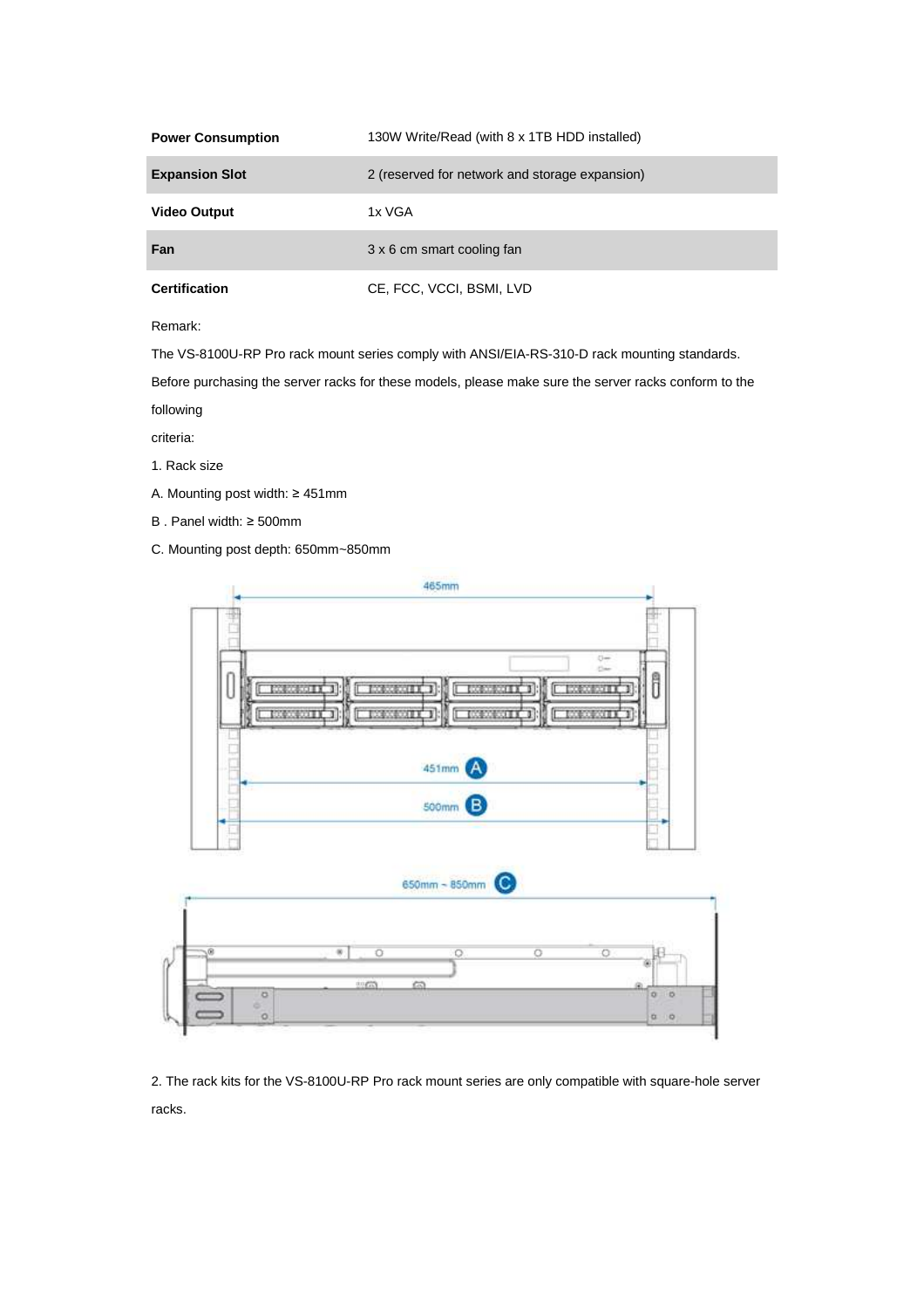| | |
|---|---|
| **Power Consumption** | 130W Write/Read (with 8 x 1TB HDD installed) |
| **Expansion Slot** | 2 (reserved for network and storage expansion) |
| **Video Output** | 1x VGA |
| **Fan** | 3 x 6 cm smart cooling fan |
| **Certification** | CE, FCC, VCCI, BSMI, LVD |

Remark:

The VS-8100U-RP Pro rack mount series comply with ANSI/EIA-RS-310-D rack mounting standards.

Before purchasing the server racks for these models, please make sure the server racks conform to the following criteria:

1. Rack size

A. Mounting post width: ≥ 451mm

B . Panel width: ≥ 500mm

C. Mounting post depth: 650mm~850mm

465mm

451mm A

500mm B

650mm ~ 850mm C

2. The rack kits for the VS-8100U-RP Pro rack mount series are only compatible with square-hole server racks.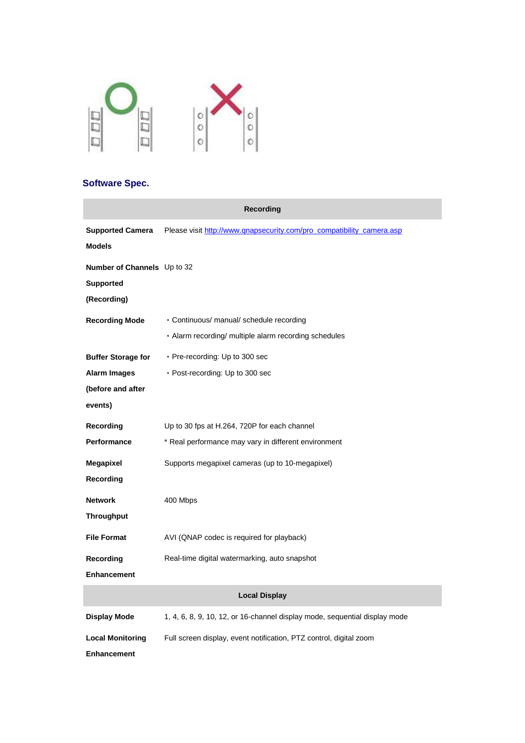## Software Spec.

| Recording | |
|---|---|
| **Supported Camera Models** | Please visit http://www.qnapsecurity.com/pro_compatibility_camera.asp |
| **Number of Channels Supported (Recording)** | Up to 32 |
| **Recording Mode** | • Continuous/ manual/ schedule recording<br>• Alarm recording/ multiple alarm recording schedules |
| **Buffer Storage for Alarm Images (before and after events)** | • Pre-recording: Up to 300 sec<br>• Post-recording: Up to 300 sec |
| **Recording Performance** | Up to 30 fps at H.264, 720P for each channel<br>* Real performance may vary in different environment |
| **Megapixel Recording** | Supports megapixel cameras (up to 10-megapixel) |
| **Network Throughput** | 400 Mbps |
| **File Format** | AVI (QNAP codec is required for playback) |
| **Recording Enhancement** | Real-time digital watermarking, auto snapshot |
| **Local Display** | |
| **Display Mode** | 1, 4, 6, 8, 9, 10, 12, or 16-channel display mode, sequential display mode |
| **Local Monitoring Enhancement** | Full screen display, event notification, PTZ control, digital zoom |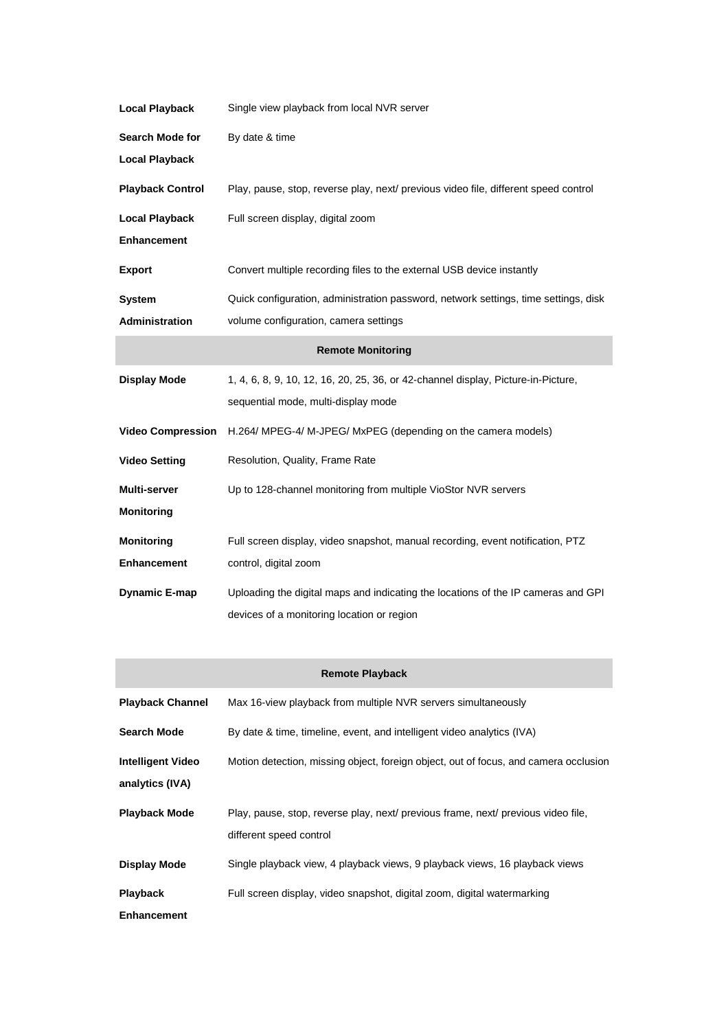| | |
|---|---|
| **Local Playback** | Single view playback from local NVR server |
| **Search Mode for Local Playback** | By date & time |
| **Playback Control** | Play, pause, stop, reverse play, next/ previous video file, different speed control |
| **Local Playback Enhancement** | Full screen display, digital zoom |
| **Export** | Convert multiple recording files to the external USB device instantly |
| **System Administration** | Quick configuration, administration password, network settings, time settings, disk volume configuration, camera settings |
| **Remote Monitoring** | |
| **Display Mode** | 1, 4, 6, 8, 9, 10, 12, 16, 20, 25, 36, or 42-channel display, Picture-in-Picture, sequential mode, multi-display mode |
| **Video Compression** | H.264/ MPEG-4/ M-JPEG/ MxPEG (depending on the camera models) |
| **Video Setting** | Resolution, Quality, Frame Rate |
| **Multi-server Monitoring** | Up to 128-channel monitoring from multiple VioStor NVR servers |
| **Monitoring Enhancement** | Full screen display, video snapshot, manual recording, event notification, PTZ control, digital zoom |
| **Dynamic E-map** | Uploading the digital maps and indicating the locations of the IP cameras and GPI devices of a monitoring location or region |

| **Remote Playback** | |
|---|---|
| **Playback Channel** | Max 16-view playback from multiple NVR servers simultaneously |
| **Search Mode** | By date & time, timeline, event, and intelligent video analytics (IVA) |
| **Intelligent Video analytics (IVA)** | Motion detection, missing object, foreign object, out of focus, and camera occlusion |
| **Playback Mode** | Play, pause, stop, reverse play, next/ previous frame, next/ previous video file, different speed control |
| **Display Mode** | Single playback view, 4 playback views, 9 playback views, 16 playback views |
| **Playback Enhancement** | Full screen display, video snapshot, digital zoom, digital watermarking |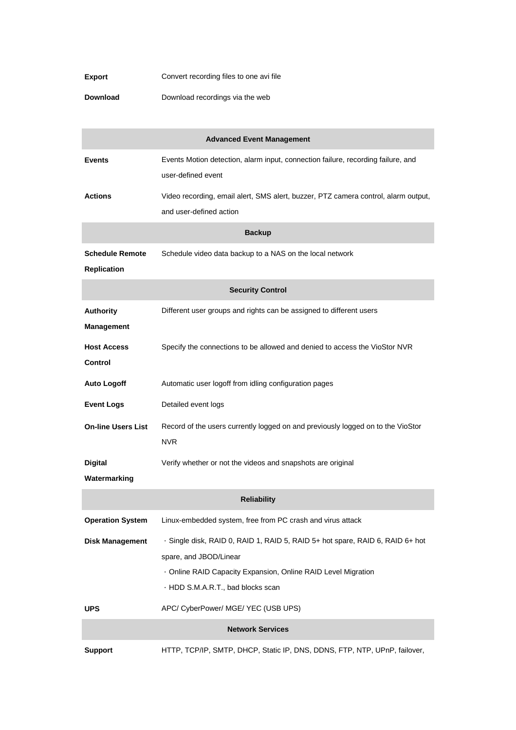| | |
|---|---|
| **Export** | Convert recording files to one avi file |
| **Download** | Download recordings via the web |

| **Advanced Event Management** | |
|---|---|
| **Events** | Events Motion detection, alarm input, connection failure, recording failure, and user-defined event |
| **Actions** | Video recording, email alert, SMS alert, buzzer, PTZ camera control, alarm output, and user-defined action |
| **Backup** | |
| **Schedule Remote Replication** | Schedule video data backup to a NAS on the local network |
| **Security Control** | |
| **Authority Management** | Different user groups and rights can be assigned to different users |
| **Host Access Control** | Specify the connections to be allowed and denied to access the VioStor NVR |
| **Auto Logoff** | Automatic user logoff from idling configuration pages |
| **Event Logs** | Detailed event logs |
| **On-line Users List** | Record of the users currently logged on and previously logged on to the VioStor NVR |
| **Digital Watermarking** | Verify whether or not the videos and snapshots are original |
| **Reliability** | |
| **Operation System** | Linux-embedded system, free from PC crash and virus attack |
| **Disk Management** | · Single disk, RAID 0, RAID 1, RAID 5, RAID 5+ hot spare, RAID 6, RAID 6+ hot spare, and JBOD/Linear<br>· Online RAID Capacity Expansion, Online RAID Level Migration<br>· HDD S.M.A.R.T., bad blocks scan |
| **UPS** | APC/ CyberPower/ MGE/ YEC (USB UPS) |
| **Network Services** | |
| **Support** | HTTP, TCP/IP, SMTP, DHCP, Static IP, DNS, DDNS, FTP, NTP, UPnP, failover, |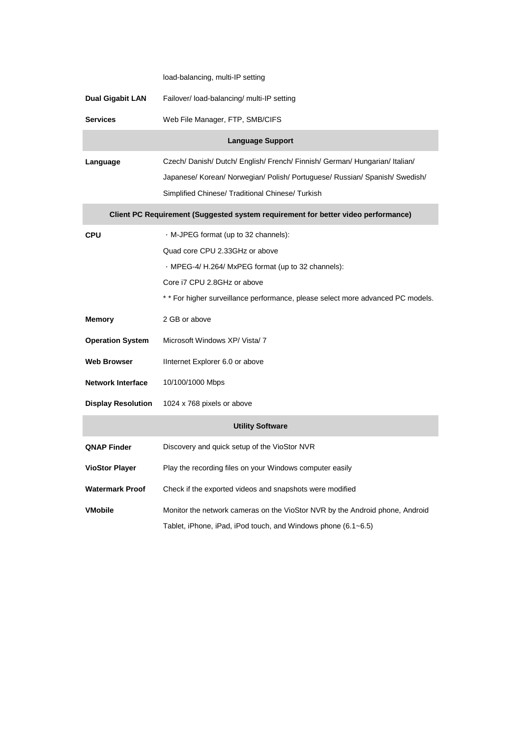| | |
|---|---|
| | load-balancing, multi-IP setting |
| **Dual Gigabit LAN** | Failover/ load-balancing/ multi-IP setting |
| **Services** | Web File Manager, FTP, SMB/CIFS |
| **Language Support** | |
| **Language** | Czech/ Danish/ Dutch/ English/ French/ Finnish/ German/ Hungarian/ Italian/ Japanese/ Korean/ Norwegian/ Polish/ Portuguese/ Russian/ Spanish/ Swedish/ Simplified Chinese/ Traditional Chinese/ Turkish |
| **Client PC Requirement (Suggested system requirement for better video performance)** | |
| **CPU** | · M-JPEG format (up to 32 channels):<br>Quad core CPU 2.33GHz or above<br>· MPEG-4/ H.264/ MxPEG format (up to 32 channels):<br>Core i7 CPU 2.8GHz or above<br>* * For higher surveillance performance, please select more advanced PC models. |
| **Memory** | 2 GB or above |
| **Operation System** | Microsoft Windows XP/ Vista/ 7 |
| **Web Browser** | IInternet Explorer 6.0 or above |
| **Network Interface** | 10/100/1000 Mbps |
| **Display Resolution** | 1024 x 768 pixels or above |
| **Utility Software** | |
| **QNAP Finder** | Discovery and quick setup of the VioStor NVR |
| **VioStor Player** | Play the recording files on your Windows computer easily |
| **Watermark Proof** | Check if the exported videos and snapshots were modified |
| **VMobile** | Monitor the network cameras on the VioStor NVR by the Android phone, Android Tablet, iPhone, iPad, iPod touch, and Windows phone (6.1~6.5) |